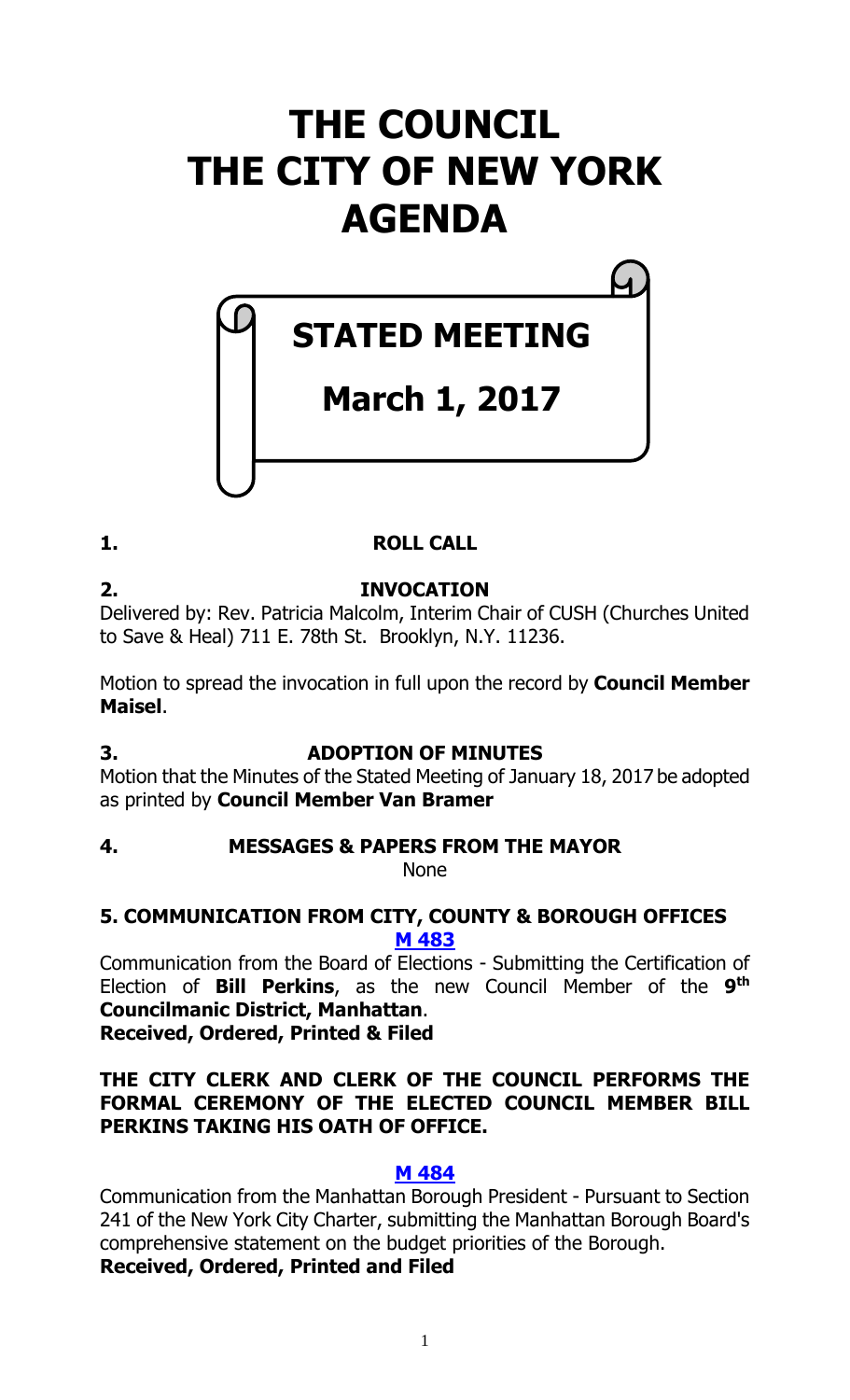# THE COUNCIL
# THE CITY OF NEW YORK
# AGENDA

## STATED MEETING

## March 1, 2017

**1. ROLL CALL**

**2. INVOCATION**

Delivered by: Rev. Patricia Malcolm, Interim Chair of CUSH (Churches United to Save & Heal) 711 E. 78th St. Brooklyn, N.Y. 11236.

Motion to spread the invocation in full upon the record by **Council Member Maisel**.

**3. ADOPTION OF MINUTES**

Motion that the Minutes of the Stated Meeting of January 18, 2017 be adopted as printed by **Council Member Van Bramer**

**4. MESSAGES & PAPERS FROM THE MAYOR**

None

**5. COMMUNICATION FROM CITY, COUNTY & BOROUGH OFFICES**

**M 483**

Communication from the Board of Elections - Submitting the Certification of Election of **Bill Perkins**, as the new Council Member of the **9th Councilmanic District, Manhattan**.
**Received, Ordered, Printed & Filed**

**THE CITY CLERK AND CLERK OF THE COUNCIL PERFORMS THE FORMAL CEREMONY OF THE ELECTED COUNCIL MEMBER BILL PERKINS TAKING HIS OATH OF OFFICE.**

**M 484**

Communication from the Manhattan Borough President - Pursuant to Section 241 of the New York City Charter, submitting the Manhattan Borough Board's comprehensive statement on the budget priorities of the Borough.
**Received, Ordered, Printed and Filed**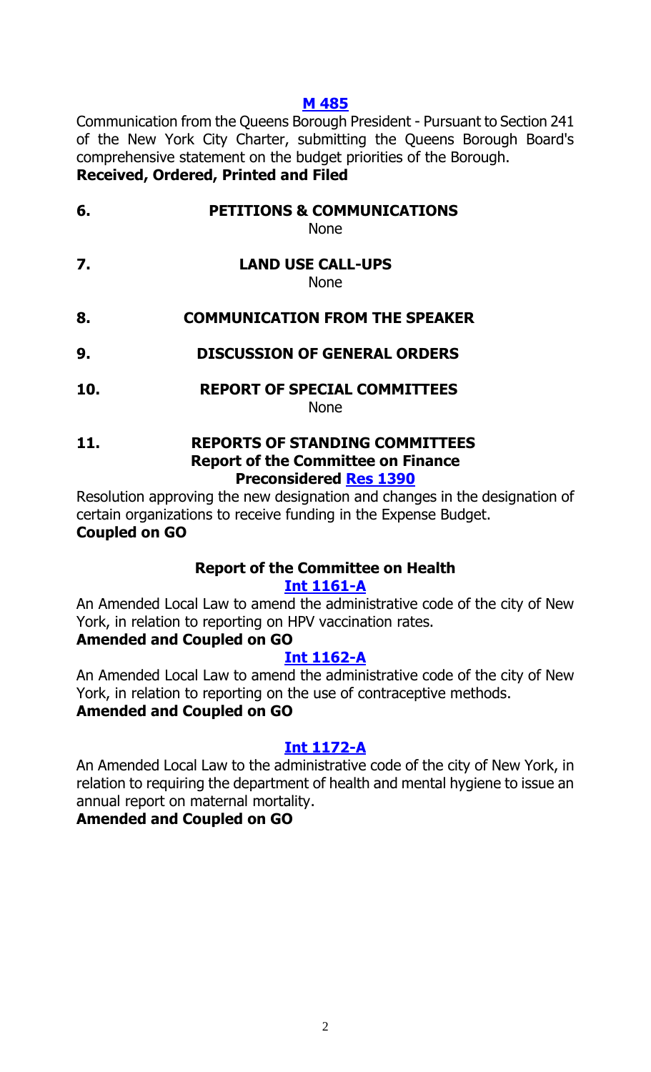**M 485**

Communication from the Queens Borough President - Pursuant to Section 241 of the New York City Charter, submitting the Queens Borough Board's comprehensive statement on the budget priorities of the Borough.

**Received, Ordered, Printed and Filed**

## 6. PETITIONS & COMMUNICATIONS

None

## 7. LAND USE CALL-UPS

None

## 8. COMMUNICATION FROM THE SPEAKER

## 9. DISCUSSION OF GENERAL ORDERS

## 10. REPORT OF SPECIAL COMMITTEES

None

## 11. REPORTS OF STANDING COMMITTEES

### Report of the Committee on Finance

**Preconsidered Res 1390**

Resolution approving the new designation and changes in the designation of certain organizations to receive funding in the Expense Budget.

**Coupled on GO**

### Report of the Committee on Health

**Int 1161-A**

An Amended Local Law to amend the administrative code of the city of New York, in relation to reporting on HPV vaccination rates.

**Amended and Coupled on GO**

**Int 1162-A**

An Amended Local Law to amend the administrative code of the city of New York, in relation to reporting on the use of contraceptive methods.

**Amended and Coupled on GO**

**Int 1172-A**

An Amended Local Law to the administrative code of the city of New York, in relation to requiring the department of health and mental hygiene to issue an annual report on maternal mortality.

**Amended and Coupled on GO**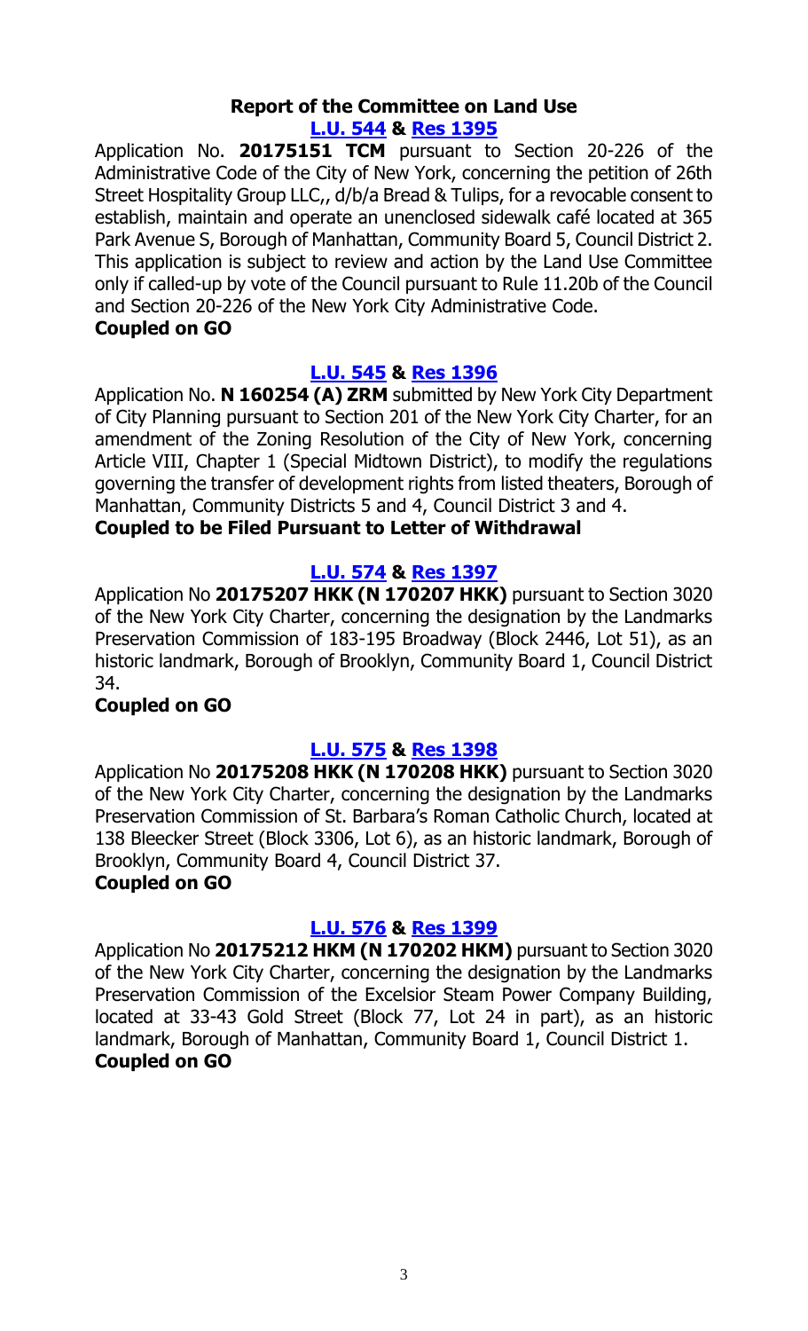## Report of the Committee on Land Use

**[L.U. 544](#) & [Res 1395](#)**

Application No. **20175151 TCM** pursuant to Section 20-226 of the Administrative Code of the City of New York, concerning the petition of 26th Street Hospitality Group LLC,, d/b/a Bread & Tulips, for a revocable consent to establish, maintain and operate an unenclosed sidewalk café located at 365 Park Avenue S, Borough of Manhattan, Community Board 5, Council District 2. This application is subject to review and action by the Land Use Committee only if called-up by vote of the Council pursuant to Rule 11.20b of the Council and Section 20-226 of the New York City Administrative Code.

**Coupled on GO**

**[L.U. 545](#) & [Res 1396](#)**

Application No. **N 160254 (A) ZRM** submitted by New York City Department of City Planning pursuant to Section 201 of the New York City Charter, for an amendment of the Zoning Resolution of the City of New York, concerning Article VIII, Chapter 1 (Special Midtown District), to modify the regulations governing the transfer of development rights from listed theaters, Borough of Manhattan, Community Districts 5 and 4, Council District 3 and 4.

**Coupled to be Filed Pursuant to Letter of Withdrawal**

**[L.U. 574](#) & [Res 1397](#)**

Application No **20175207 HKK (N 170207 HKK)** pursuant to Section 3020 of the New York City Charter, concerning the designation by the Landmarks Preservation Commission of 183-195 Broadway (Block 2446, Lot 51), as an historic landmark, Borough of Brooklyn, Community Board 1, Council District 34.

**Coupled on GO**

**[L.U. 575](#) & [Res 1398](#)**

Application No **20175208 HKK (N 170208 HKK)** pursuant to Section 3020 of the New York City Charter, concerning the designation by the Landmarks Preservation Commission of St. Barbara's Roman Catholic Church, located at 138 Bleecker Street (Block 3306, Lot 6), as an historic landmark, Borough of Brooklyn, Community Board 4, Council District 37.

**Coupled on GO**

**[L.U. 576](#) & [Res 1399](#)**

Application No **20175212 HKM (N 170202 HKM)** pursuant to Section 3020 of the New York City Charter, concerning the designation by the Landmarks Preservation Commission of the Excelsior Steam Power Company Building, located at 33-43 Gold Street (Block 77, Lot 24 in part), as an historic landmark, Borough of Manhattan, Community Board 1, Council District 1.

**Coupled on GO**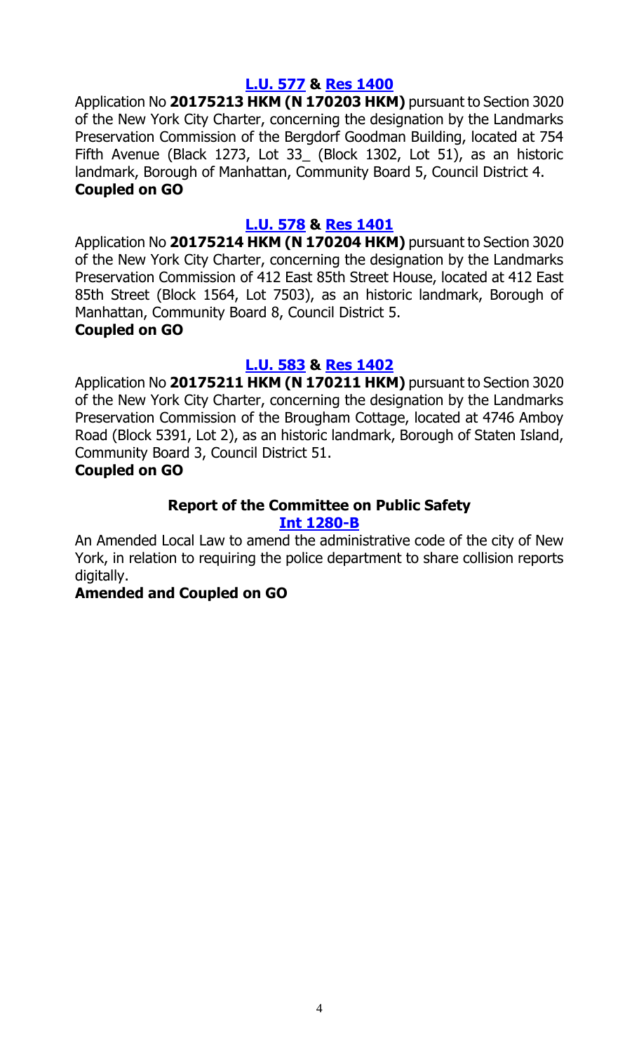**L.U. 577 & Res 1400**

Application No **20175213 HKM (N 170203 HKM)** pursuant to Section 3020 of the New York City Charter, concerning the designation by the Landmarks Preservation Commission of the Bergdorf Goodman Building, located at 754 Fifth Avenue (Black 1273, Lot 33_ (Block 1302, Lot 51), as an historic landmark, Borough of Manhattan, Community Board 5, Council District 4.

**Coupled on GO**

**L.U. 578 & Res 1401**

Application No **20175214 HKM (N 170204 HKM)** pursuant to Section 3020 of the New York City Charter, concerning the designation by the Landmarks Preservation Commission of 412 East 85th Street House, located at 412 East 85th Street (Block 1564, Lot 7503), as an historic landmark, Borough of Manhattan, Community Board 8, Council District 5.

**Coupled on GO**

**L.U. 583 & Res 1402**

Application No **20175211 HKM (N 170211 HKM)** pursuant to Section 3020 of the New York City Charter, concerning the designation by the Landmarks Preservation Commission of the Brougham Cottage, located at 4746 Amboy Road (Block 5391, Lot 2), as an historic landmark, Borough of Staten Island, Community Board 3, Council District 51.

**Coupled on GO**

### Report of the Committee on Public Safety

**Int 1280-B**

An Amended Local Law to amend the administrative code of the city of New York, in relation to requiring the police department to share collision reports digitally.

**Amended and Coupled on GO**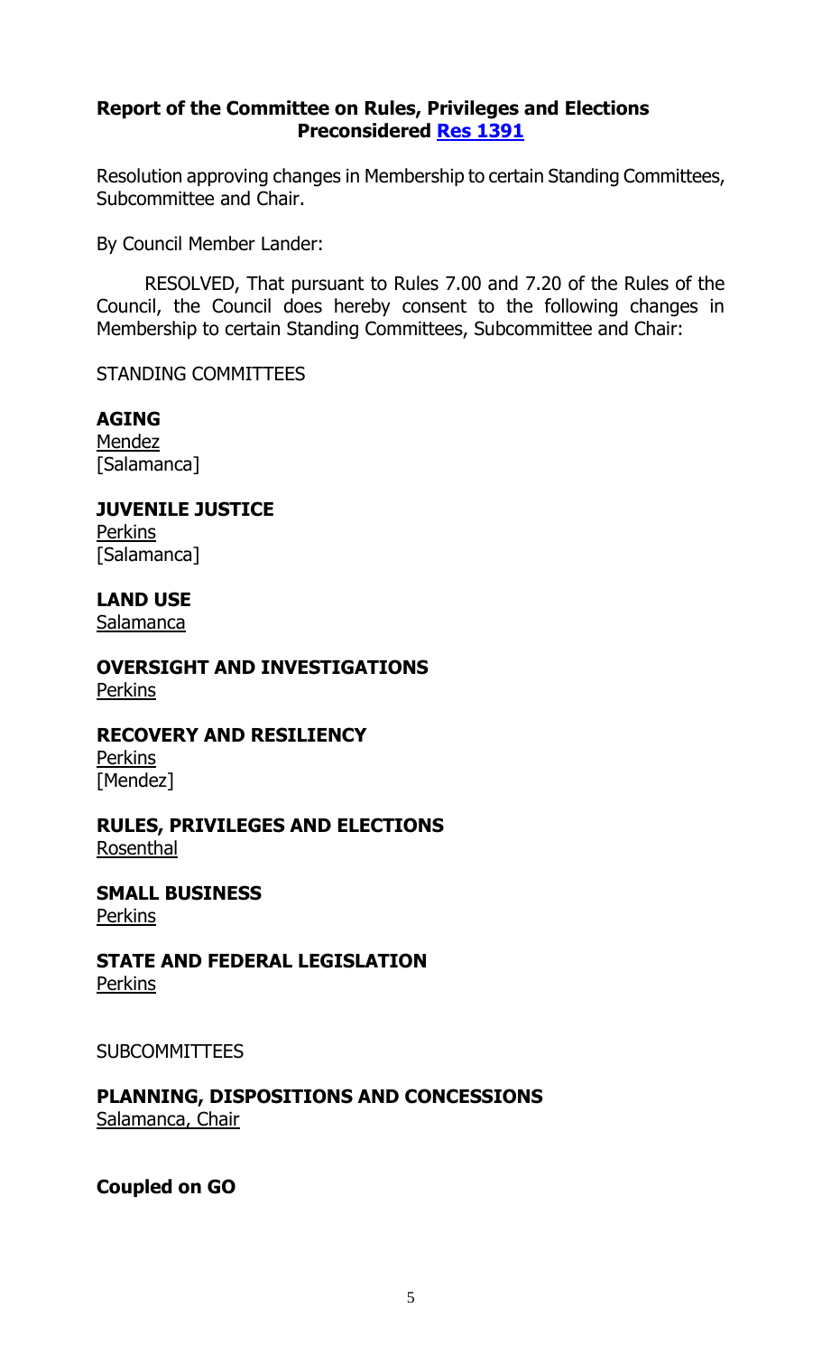**Report of the Committee on Rules, Privileges and Elections**
**Preconsidered [Res 1391]**

Resolution approving changes in Membership to certain Standing Committees, Subcommittee and Chair.

By Council Member Lander:

RESOLVED, That pursuant to Rules 7.00 and 7.20 of the Rules of the Council, the Council does hereby consent to the following changes in Membership to certain Standing Committees, Subcommittee and Chair:

STANDING COMMITTEES

**AGING**
Mendez
[Salamanca]

**JUVENILE JUSTICE**
Perkins
[Salamanca]

**LAND USE**
Salamanca

**OVERSIGHT AND INVESTIGATIONS**
Perkins

**RECOVERY AND RESILIENCY**
Perkins
[Mendez]

**RULES, PRIVILEGES AND ELECTIONS**
Rosenthal

**SMALL BUSINESS**
Perkins

**STATE AND FEDERAL LEGISLATION**
Perkins

SUBCOMMITTEES

**PLANNING, DISPOSITIONS AND CONCESSIONS**
Salamanca, Chair

**Coupled on GO**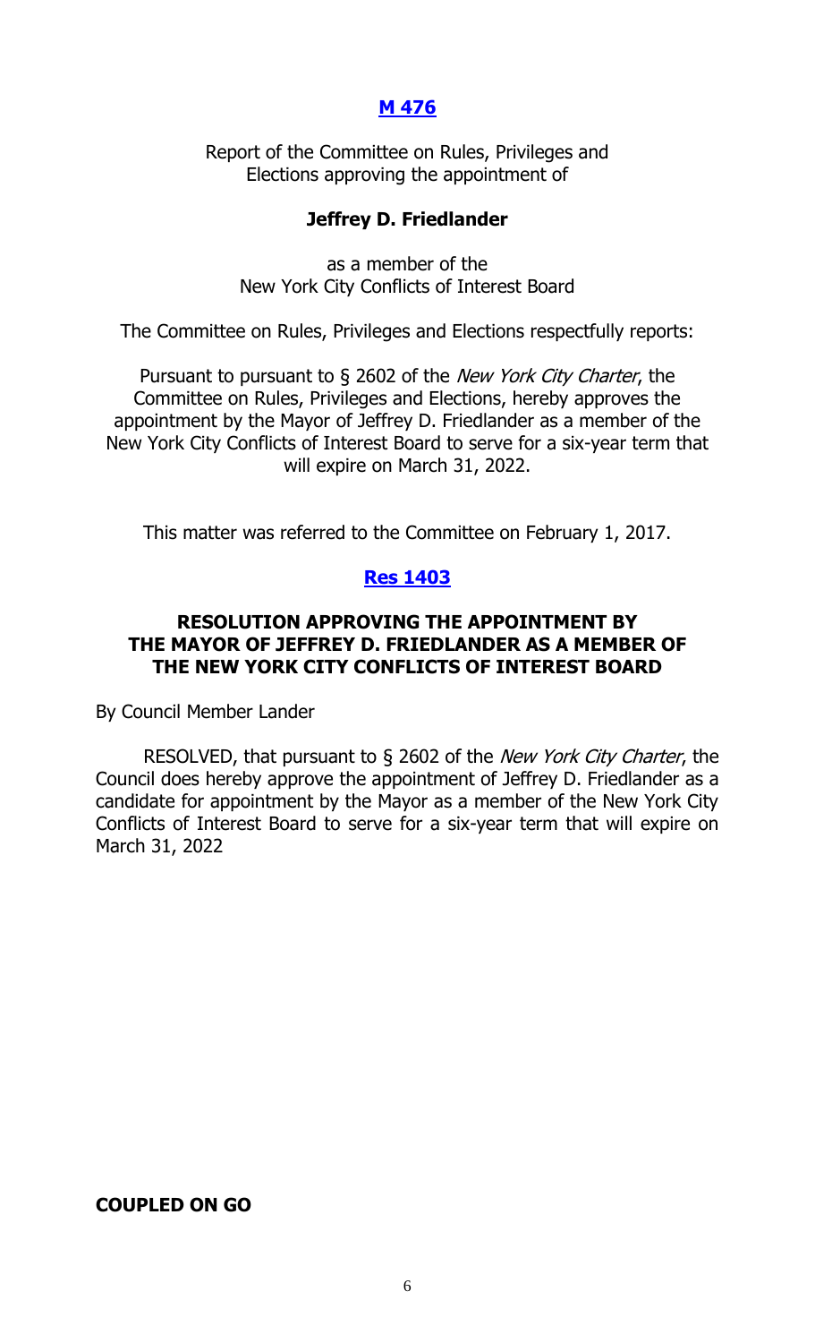**[M 476](#)**

Report of the Committee on Rules, Privileges and Elections approving the appointment of

**Jeffrey D. Friedlander**

as a member of the New York City Conflicts of Interest Board

The Committee on Rules, Privileges and Elections respectfully reports:

Pursuant to pursuant to § 2602 of the *New York City Charter*, the Committee on Rules, Privileges and Elections, hereby approves the appointment by the Mayor of Jeffrey D. Friedlander as a member of the New York City Conflicts of Interest Board to serve for a six-year term that will expire on March 31, 2022.

This matter was referred to the Committee on February 1, 2017.

**[Res 1403](#)**

**RESOLUTION APPROVING THE APPOINTMENT BY THE MAYOR OF JEFFREY D. FRIEDLANDER AS A MEMBER OF THE NEW YORK CITY CONFLICTS OF INTEREST BOARD**

By Council Member Lander

RESOLVED, that pursuant to § 2602 of the *New York City Charter*, the Council does hereby approve the appointment of Jeffrey D. Friedlander as a candidate for appointment by the Mayor as a member of the New York City Conflicts of Interest Board to serve for a six-year term that will expire on March 31, 2022

**COUPLED ON GO**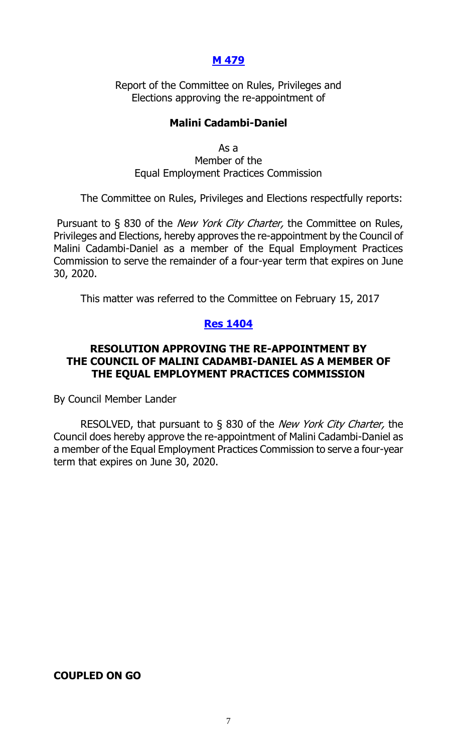**[M 479](#)**

Report of the Committee on Rules, Privileges and Elections approving the re-appointment of

**Malini Cadambi-Daniel**

As a
Member of the
Equal Employment Practices Commission

The Committee on Rules, Privileges and Elections respectfully reports:

Pursuant to § 830 of the *New York City Charter,* the Committee on Rules, Privileges and Elections, hereby approves the re-appointment by the Council of Malini Cadambi-Daniel as a member of the Equal Employment Practices Commission to serve the remainder of a four-year term that expires on June 30, 2020.

This matter was referred to the Committee on February 15, 2017

**[Res 1404](#)**

**RESOLUTION APPROVING THE RE-APPOINTMENT BY THE COUNCIL OF MALINI CADAMBI-DANIEL AS A MEMBER OF THE EQUAL EMPLOYMENT PRACTICES COMMISSION**

By Council Member Lander

RESOLVED, that pursuant to § 830 of the *New York City Charter,* the Council does hereby approve the re-appointment of Malini Cadambi-Daniel as a member of the Equal Employment Practices Commission to serve a four-year term that expires on June 30, 2020.

**COUPLED ON GO**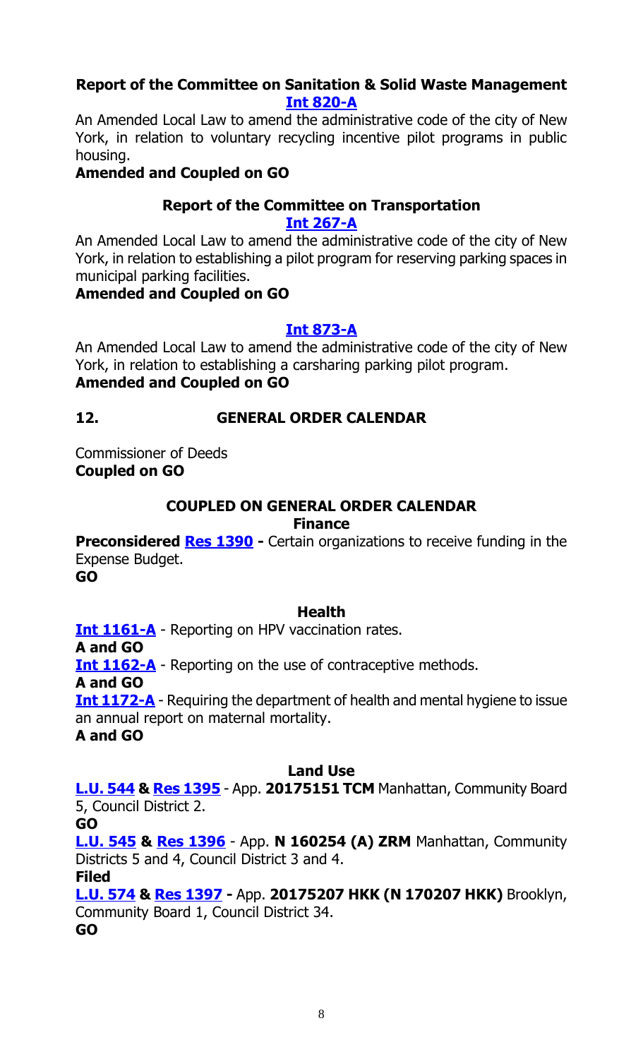### Report of the Committee on Sanitation & Solid Waste Management

**[Int 820-A]**

An Amended Local Law to amend the administrative code of the city of New York, in relation to voluntary recycling incentive pilot programs in public housing.

**Amended and Coupled on GO**

### Report of the Committee on Transportation

**[Int 267-A]**

An Amended Local Law to amend the administrative code of the city of New York, in relation to establishing a pilot program for reserving parking spaces in municipal parking facilities.

**Amended and Coupled on GO**

**[Int 873-A]**

An Amended Local Law to amend the administrative code of the city of New York, in relation to establishing a carsharing parking pilot program.

**Amended and Coupled on GO**

## 12. GENERAL ORDER CALENDAR

Commissioner of Deeds
**Coupled on GO**

### COUPLED ON GENERAL ORDER CALENDAR

#### Finance

**Preconsidered Res 1390 -** Certain organizations to receive funding in the Expense Budget.
**GO**

#### Health

**Int 1161-A** - Reporting on HPV vaccination rates.
**A and GO**

**Int 1162-A** - Reporting on the use of contraceptive methods.
**A and GO**

**Int 1172-A** - Requiring the department of health and mental hygiene to issue an annual report on maternal mortality.
**A and GO**

#### Land Use

**L.U. 544 & Res 1395** - App. **20175151 TCM** Manhattan, Community Board 5, Council District 2.
**GO**

**L.U. 545 & Res 1396** - App. **N 160254 (A) ZRM** Manhattan, Community Districts 5 and 4, Council District 3 and 4.
**Filed**

**L.U. 574 & Res 1397 -** App. **20175207 HKK (N 170207 HKK)** Brooklyn, Community Board 1, Council District 34.
**GO**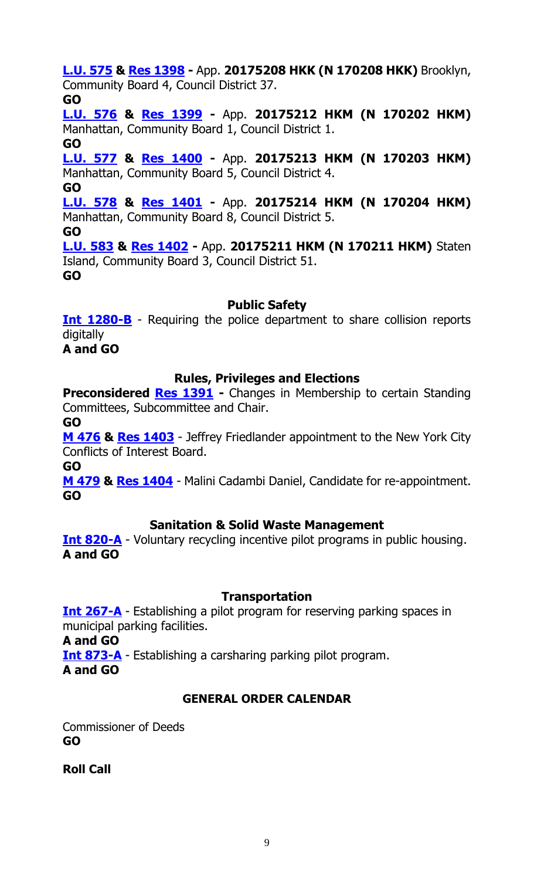**L.U. 575 & Res 1398 -** App. **20175208 HKK (N 170208 HKK)** Brooklyn, Community Board 4, Council District 37.
**GO**

**L.U. 576 & Res 1399 -** App. **20175212 HKM (N 170202 HKM)** Manhattan, Community Board 1, Council District 1.
**GO**

**L.U. 577 & Res 1400 -** App. **20175213 HKM (N 170203 HKM)** Manhattan, Community Board 5, Council District 4.
**GO**

**L.U. 578 & Res 1401 -** App. **20175214 HKM (N 170204 HKM)** Manhattan, Community Board 8, Council District 5.
**GO**

**L.U. 583 & Res 1402 -** App. **20175211 HKM (N 170211 HKM)** Staten Island, Community Board 3, Council District 51.
**GO**

### Public Safety

**Int 1280-B** - Requiring the police department to share collision reports digitally
**A and GO**

### Rules, Privileges and Elections

**Preconsidered Res 1391 -** Changes in Membership to certain Standing Committees, Subcommittee and Chair.
**GO**

**M 476 & Res 1403** - Jeffrey Friedlander appointment to the New York City Conflicts of Interest Board.
**GO**

**M 479 & Res 1404** - Malini Cadambi Daniel, Candidate for re-appointment.
**GO**

### Sanitation & Solid Waste Management

**Int 820-A** - Voluntary recycling incentive pilot programs in public housing.
**A and GO**

### Transportation

**Int 267-A** - Establishing a pilot program for reserving parking spaces in municipal parking facilities.
**A and GO**

**Int 873-A** - Establishing a carsharing parking pilot program.
**A and GO**

### GENERAL ORDER CALENDAR

Commissioner of Deeds
**GO**

**Roll Call**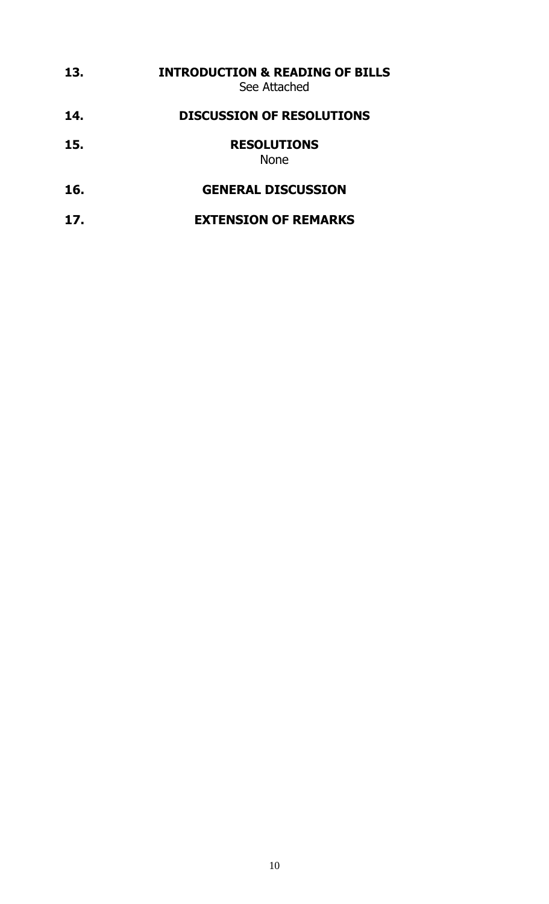**13. INTRODUCTION & READING OF BILLS**

See Attached

**14. DISCUSSION OF RESOLUTIONS**

**15. RESOLUTIONS**

None

**16. GENERAL DISCUSSION**

**17. EXTENSION OF REMARKS**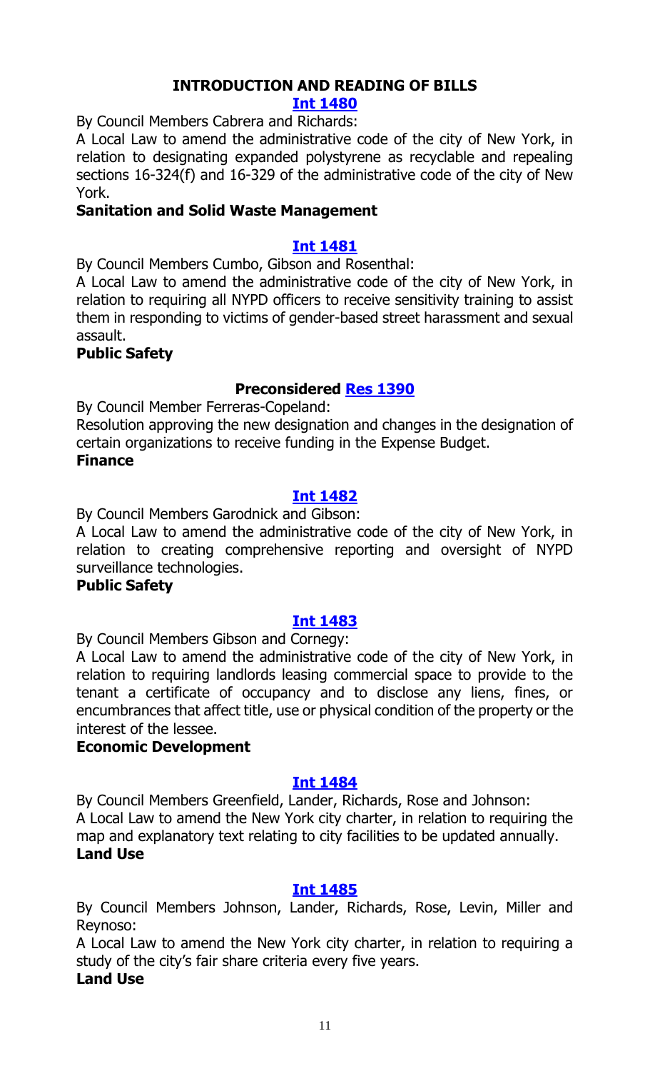## INTRODUCTION AND READING OF BILLS

### [Int 1480]

By Council Members Cabrera and Richards:

A Local Law to amend the administrative code of the city of New York, in relation to designating expanded polystyrene as recyclable and repealing sections 16-324(f) and 16-329 of the administrative code of the city of New York.

**Sanitation and Solid Waste Management**

### [Int 1481]

By Council Members Cumbo, Gibson and Rosenthal:

A Local Law to amend the administrative code of the city of New York, in relation to requiring all NYPD officers to receive sensitivity training to assist them in responding to victims of gender-based street harassment and sexual assault.

**Public Safety**

### Preconsidered [Res 1390]

By Council Member Ferreras-Copeland:

Resolution approving the new designation and changes in the designation of certain organizations to receive funding in the Expense Budget.

**Finance**

### [Int 1482]

By Council Members Garodnick and Gibson:

A Local Law to amend the administrative code of the city of New York, in relation to creating comprehensive reporting and oversight of NYPD surveillance technologies.

**Public Safety**

### [Int 1483]

By Council Members Gibson and Cornegy:

A Local Law to amend the administrative code of the city of New York, in relation to requiring landlords leasing commercial space to provide to the tenant a certificate of occupancy and to disclose any liens, fines, or encumbrances that affect title, use or physical condition of the property or the interest of the lessee.

**Economic Development**

### [Int 1484]

By Council Members Greenfield, Lander, Richards, Rose and Johnson:

A Local Law to amend the New York city charter, in relation to requiring the map and explanatory text relating to city facilities to be updated annually.

**Land Use**

### [Int 1485]

By Council Members Johnson, Lander, Richards, Rose, Levin, Miller and Reynoso:

A Local Law to amend the New York city charter, in relation to requiring a study of the city's fair share criteria every five years.

**Land Use**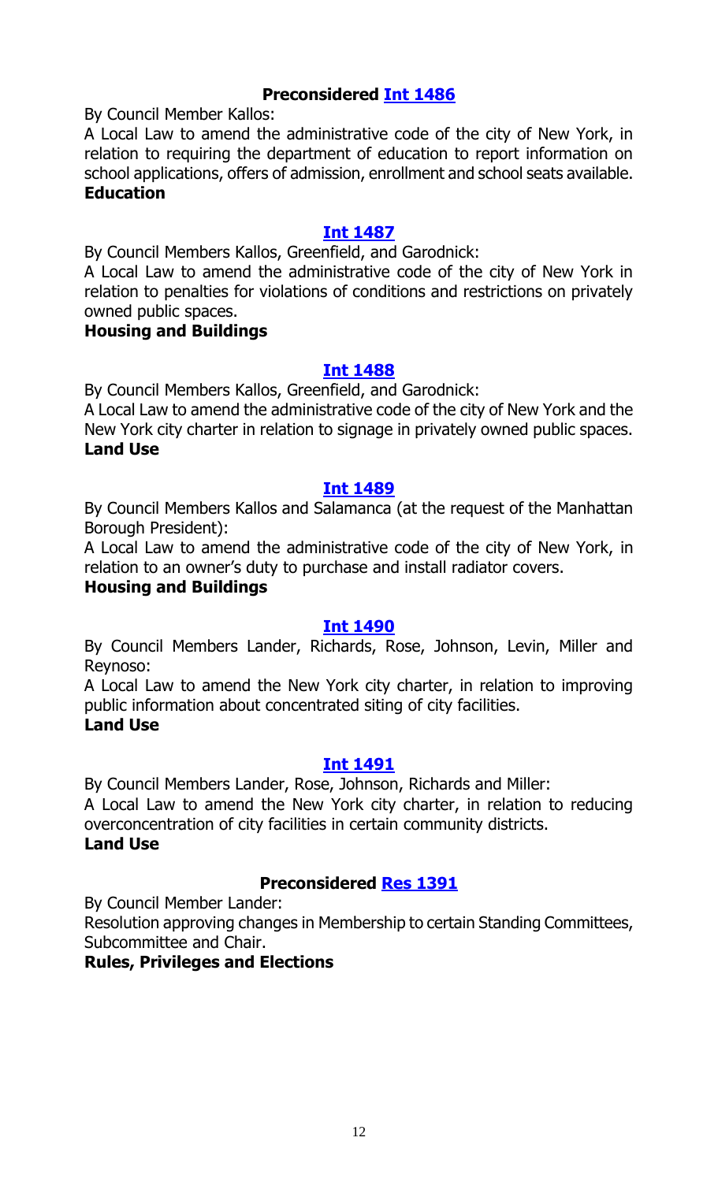### Preconsidered Int 1486

By Council Member Kallos:

A Local Law to amend the administrative code of the city of New York, in relation to requiring the department of education to report information on school applications, offers of admission, enrollment and school seats available.

**Education**

### Int 1487

By Council Members Kallos, Greenfield, and Garodnick:

A Local Law to amend the administrative code of the city of New York in relation to penalties for violations of conditions and restrictions on privately owned public spaces.

**Housing and Buildings**

### Int 1488

By Council Members Kallos, Greenfield, and Garodnick:

A Local Law to amend the administrative code of the city of New York and the New York city charter in relation to signage in privately owned public spaces.

**Land Use**

### Int 1489

By Council Members Kallos and Salamanca (at the request of the Manhattan Borough President):

A Local Law to amend the administrative code of the city of New York, in relation to an owner's duty to purchase and install radiator covers.

**Housing and Buildings**

### Int 1490

By Council Members Lander, Richards, Rose, Johnson, Levin, Miller and Reynoso:

A Local Law to amend the New York city charter, in relation to improving public information about concentrated siting of city facilities.

**Land Use**

### Int 1491

By Council Members Lander, Rose, Johnson, Richards and Miller:

A Local Law to amend the New York city charter, in relation to reducing overconcentration of city facilities in certain community districts.

**Land Use**

### Preconsidered Res 1391

By Council Member Lander:

Resolution approving changes in Membership to certain Standing Committees, Subcommittee and Chair.

**Rules, Privileges and Elections**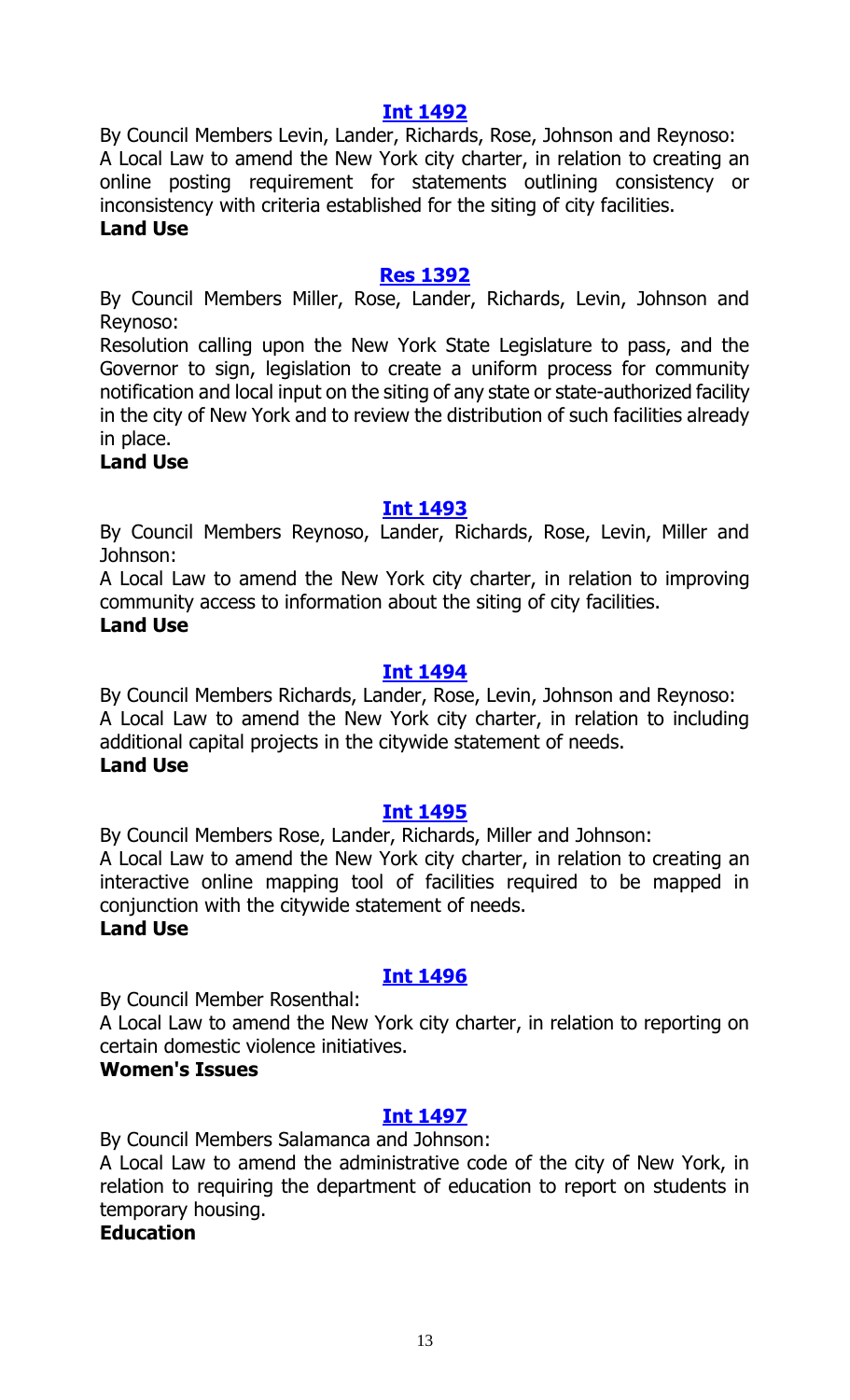### [Int 1492](#)

By Council Members Levin, Lander, Richards, Rose, Johnson and Reynoso:

A Local Law to amend the New York city charter, in relation to creating an online posting requirement for statements outlining consistency or inconsistency with criteria established for the siting of city facilities.

**Land Use**

### [Res 1392](#)

By Council Members Miller, Rose, Lander, Richards, Levin, Johnson and Reynoso:

Resolution calling upon the New York State Legislature to pass, and the Governor to sign, legislation to create a uniform process for community notification and local input on the siting of any state or state-authorized facility in the city of New York and to review the distribution of such facilities already in place.

**Land Use**

### [Int 1493](#)

By Council Members Reynoso, Lander, Richards, Rose, Levin, Miller and Johnson:

A Local Law to amend the New York city charter, in relation to improving community access to information about the siting of city facilities.

**Land Use**

### [Int 1494](#)

By Council Members Richards, Lander, Rose, Levin, Johnson and Reynoso:

A Local Law to amend the New York city charter, in relation to including additional capital projects in the citywide statement of needs.

**Land Use**

### [Int 1495](#)

By Council Members Rose, Lander, Richards, Miller and Johnson:

A Local Law to amend the New York city charter, in relation to creating an interactive online mapping tool of facilities required to be mapped in conjunction with the citywide statement of needs.

**Land Use**

### [Int 1496](#)

By Council Member Rosenthal:

A Local Law to amend the New York city charter, in relation to reporting on certain domestic violence initiatives.

**Women's Issues**

### [Int 1497](#)

By Council Members Salamanca and Johnson:

A Local Law to amend the administrative code of the city of New York, in relation to requiring the department of education to report on students in temporary housing.

**Education**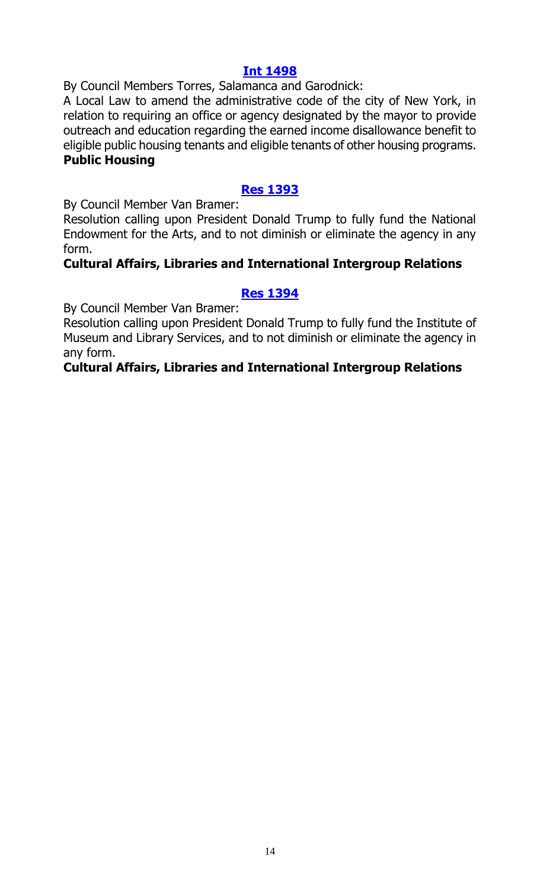### [Int 1498]

By Council Members Torres, Salamanca and Garodnick:

A Local Law to amend the administrative code of the city of New York, in relation to requiring an office or agency designated by the mayor to provide outreach and education regarding the earned income disallowance benefit to eligible public housing tenants and eligible tenants of other housing programs.

**Public Housing**

### [Res 1393]

By Council Member Van Bramer:

Resolution calling upon President Donald Trump to fully fund the National Endowment for the Arts, and to not diminish or eliminate the agency in any form.

**Cultural Affairs, Libraries and International Intergroup Relations**

### [Res 1394]

By Council Member Van Bramer:

Resolution calling upon President Donald Trump to fully fund the Institute of Museum and Library Services, and to not diminish or eliminate the agency in any form.

**Cultural Affairs, Libraries and International Intergroup Relations**